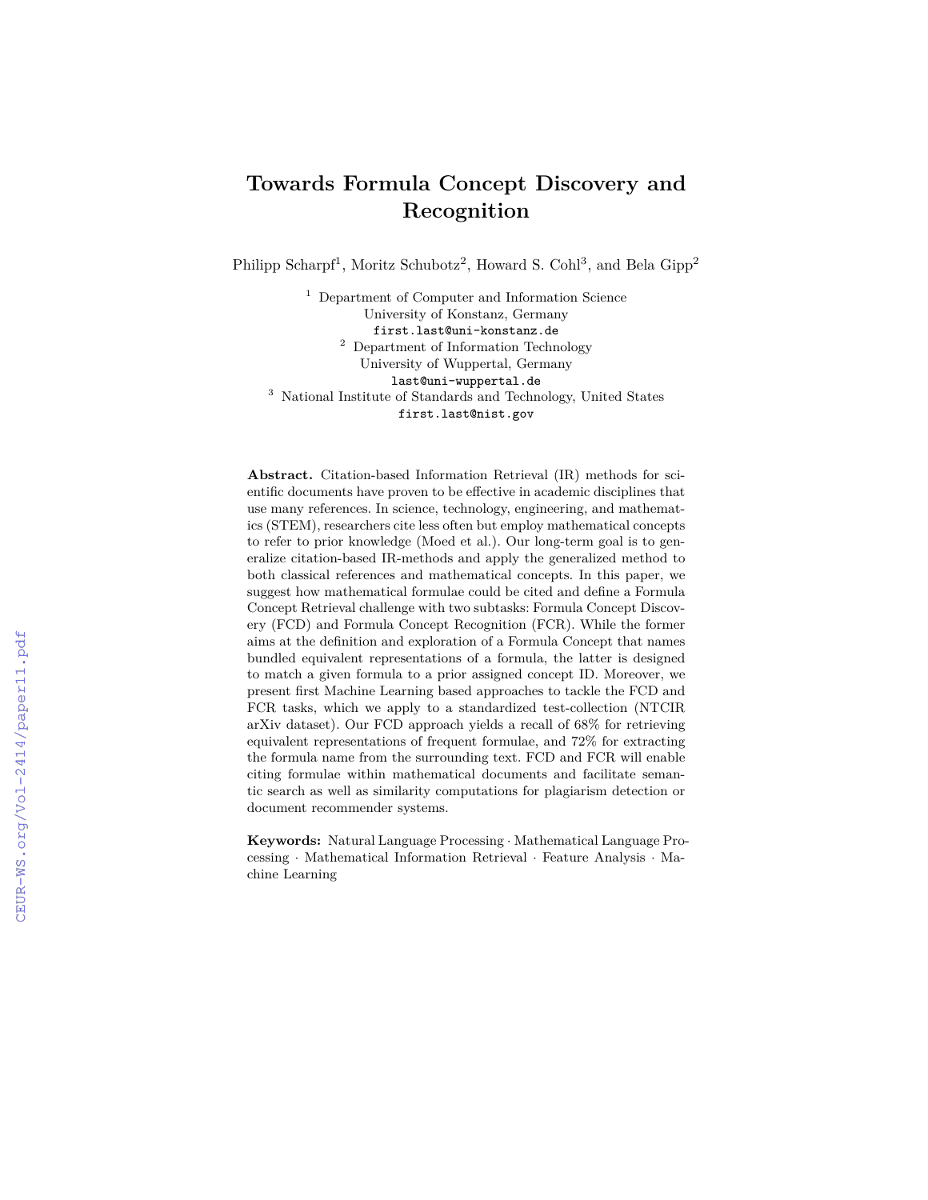# Towards Formula Concept Discovery and Recognition

Philipp Scharpf[1], Moritz Schubotz[2], Howard S. Cohl[3], and Bela Gipp[2]

[1] Department of Computer and Information Science
University of Konstanz, Germany
first.last@uni-konstanz.de

[2] Department of Information Technology
University of Wuppertal, Germany
last@uni-wuppertal.de

[3] National Institute of Standards and Technology, United States
first.last@nist.gov

**Abstract.** Citation-based Information Retrieval (IR) methods for scientific documents have proven to be effective in academic disciplines that use many references. In science, technology, engineering, and mathematics (STEM), researchers cite less often but employ mathematical concepts to refer to prior knowledge (Moed et al.). Our long-term goal is to generalize citation-based IR-methods and apply the generalized method to both classical references and mathematical concepts. In this paper, we suggest how mathematical formulae could be cited and define a Formula Concept Retrieval challenge with two subtasks: Formula Concept Discovery (FCD) and Formula Concept Recognition (FCR). While the former aims at the definition and exploration of a Formula Concept that names bundled equivalent representations of a formula, the latter is designed to match a given formula to a prior assigned concept ID. Moreover, we present first Machine Learning based approaches to tackle the FCD and FCR tasks, which we apply to a standardized test-collection (NTCIR arXiv dataset). Our FCD approach yields a recall of 68% for retrieving equivalent representations of frequent formulae, and 72% for extracting the formula name from the surrounding text. FCD and FCR will enable citing formulae within mathematical documents and facilitate semantic search as well as similarity computations for plagiarism detection or document recommender systems.

**Keywords:** Natural Language Processing · Mathematical Language Processing · Mathematical Information Retrieval · Feature Analysis · Machine Learning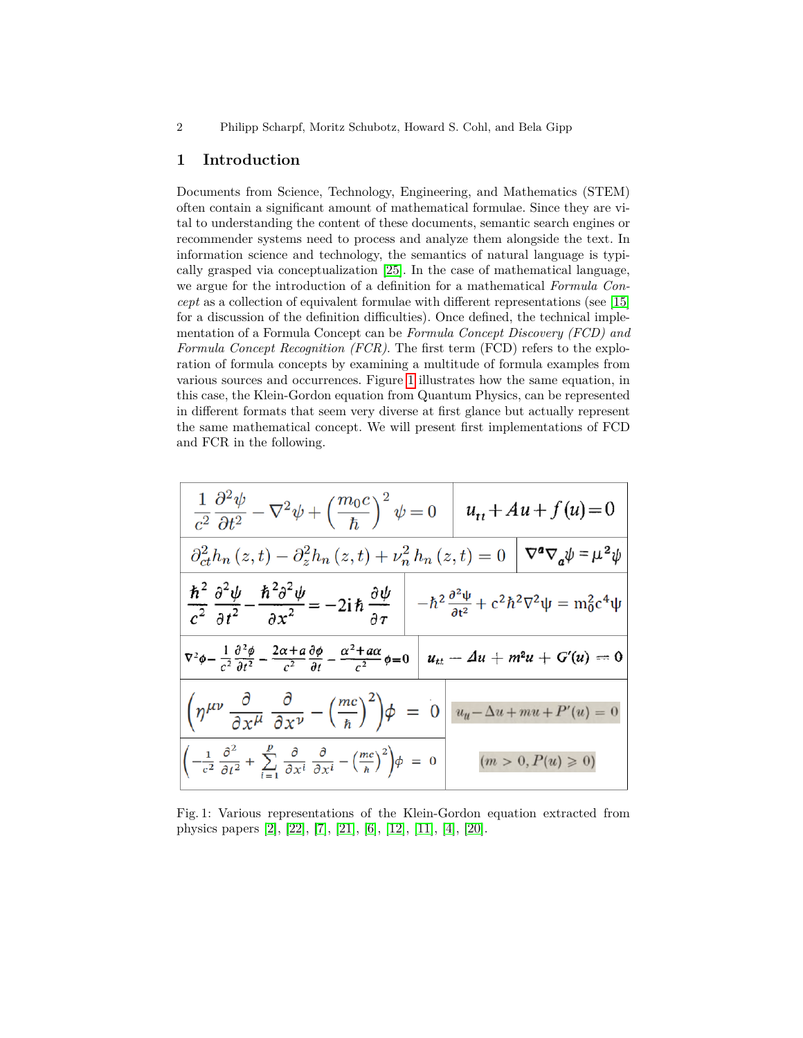## 1 Introduction

Documents from Science, Technology, Engineering, and Mathematics (STEM) often contain a significant amount of mathematical formulae. Since they are vital to understanding the content of these documents, semantic search engines or recommender systems need to process and analyze them alongside the text. In information science and technology, the semantics of natural language is typically grasped via conceptualization [25]. In the case of mathematical language, we argue for the introduction of a definition for a mathematical *Formula Concept* as a collection of equivalent formulae with different representations (see [15] for a discussion of the definition difficulties). Once defined, the technical implementation of a Formula Concept can be *Formula Concept Discovery (FCD) and Formula Concept Recognition (FCR)*. The first term (FCD) refers to the exploration of formula concepts by examining a multitude of formula examples from various sources and occurrences. Figure 1 illustrates how the same equation, in this case, the Klein-Gordon equation from Quantum Physics, can be represented in different formats that seem very diverse at first glance but actually represent the same mathematical concept. We will present first implementations of FCD and FCR in the following.

| | |
|---|---|
| $\frac{1}{c^2}\frac{\partial^2\psi}{\partial t^2} - \nabla^2\psi + \left(\frac{m_0 c}{\hbar}\right)^2 \psi = 0$ | $u_{tt} + Au + f(u) = 0$ |
| $\partial^2_{ct} h_n(z,t) - \partial^2_z h_n(z,t) + \nu^2_n h_n(z,t) = 0$ | $\nabla^a \nabla_a \psi = \mu^2 \psi$ |
| $\frac{\hbar^2}{c^2}\frac{\partial^2\psi}{\partial t^2} - \frac{\hbar^2 \partial^2\psi}{\partial x^2} = -2i\hbar\frac{\partial\psi}{\partial\tau}$ | $-\hbar^2\frac{\partial^2\psi}{\partial t^2} + c^2\hbar^2\nabla^2\psi = m_0^2 c^4 \psi$ |
| $\nabla^2\phi - \frac{1}{c^2}\frac{\partial^2\phi}{\partial t^2} - \frac{2\alpha + a}{c^2}\frac{\partial\phi}{\partial t} - \frac{\alpha^2 + a\alpha}{c^2}\phi = 0$ | $u_{tt} - \Delta u + m^2 u + G'(u) = 0$ |
| $\left(\eta^{\mu\nu}\frac{\partial}{\partial x^\mu}\frac{\partial}{\partial x^\nu} - \left(\frac{mc}{\hbar}\right)^2\right)\phi = 0$ | $u_{tt} - \Delta u + mu + P'(u) = 0$ |
| $\left(-\frac{1}{c^2}\frac{\partial^2}{\partial t^2} + \sum_{i=1}^{p}\frac{\partial}{\partial x^i}\frac{\partial}{\partial x^i} - \left(\frac{mc}{\hbar}\right)^2\right)\phi = 0$ | $(m > 0, P(u) \geqslant 0)$ |

Fig. 1: Various representations of the Klein-Gordon equation extracted from physics papers [2], [22], [7], [21], [6], [12], [11], [4], [20].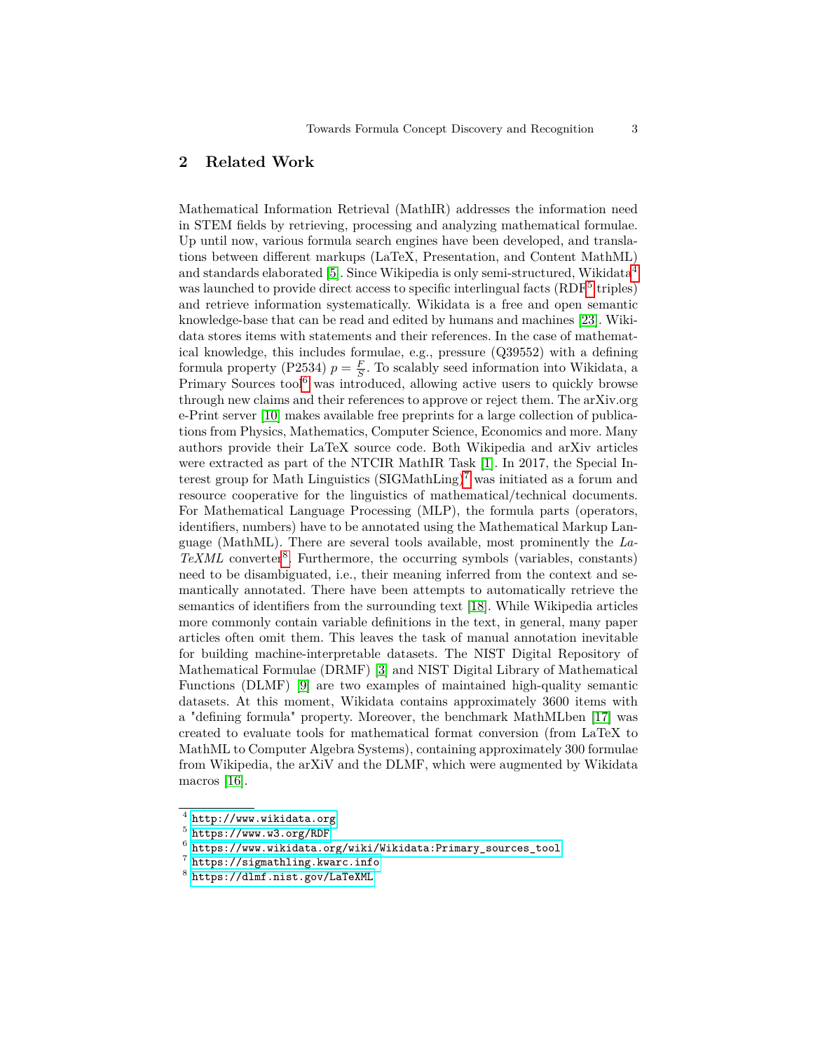## 2 Related Work

Mathematical Information Retrieval (MathIR) addresses the information need in STEM fields by retrieving, processing and analyzing mathematical formulae. Up until now, various formula search engines have been developed, and translations between different markups (LaTeX, Presentation, and Content MathML) and standards elaborated [5]. Since Wikipedia is only semi-structured, Wikidata[4] was launched to provide direct access to specific interlingual facts (RDF[5] triples) and retrieve information systematically. Wikidata is a free and open semantic knowledge-base that can be read and edited by humans and machines [23]. Wikidata stores items with statements and their references. In the case of mathematical knowledge, this includes formulae, e.g., pressure (Q39552) with a defining formula property (P2534) $p = \frac{F}{S}$. To scalably seed information into Wikidata, a Primary Sources tool[6] was introduced, allowing active users to quickly browse through new claims and their references to approve or reject them. The arXiv.org e-Print server [10] makes available free preprints for a large collection of publications from Physics, Mathematics, Computer Science, Economics and more. Many authors provide their LaTeX source code. Both Wikipedia and arXiv articles were extracted as part of the NTCIR MathIR Task [1]. In 2017, the Special Interest group for Math Linguistics (SIGMathLing)[7] was initiated as a forum and resource cooperative for the linguistics of mathematical/technical documents. For Mathematical Language Processing (MLP), the formula parts (operators, identifiers, numbers) have to be annotated using the Mathematical Markup Language (MathML). There are several tools available, most prominently the *LaTeXML* converter[8]. Furthermore, the occurring symbols (variables, constants) need to be disambiguated, i.e., their meaning inferred from the context and semantically annotated. There have been attempts to automatically retrieve the semantics of identifiers from the surrounding text [18]. While Wikipedia articles more commonly contain variable definitions in the text, in general, many paper articles often omit them. This leaves the task of manual annotation inevitable for building machine-interpretable datasets. The NIST Digital Repository of Mathematical Formulae (DRMF) [3] and NIST Digital Library of Mathematical Functions (DLMF) [9] are two examples of maintained high-quality semantic datasets. At this moment, Wikidata contains approximately 3600 items with a "defining formula" property. Moreover, the benchmark MathMLben [17] was created to evaluate tools for mathematical format conversion (from LaTeX to MathML to Computer Algebra Systems), containing approximately 300 formulae from Wikipedia, the arXiV and the DLMF, which were augmented by Wikidata macros [16].

---

[4] http://www.wikidata.org
[5] https://www.w3.org/RDF
[6] https://www.wikidata.org/wiki/Wikidata:Primary_sources_tool
[7] https://sigmathling.kwarc.info
[8] https://dlmf.nist.gov/LaTeXML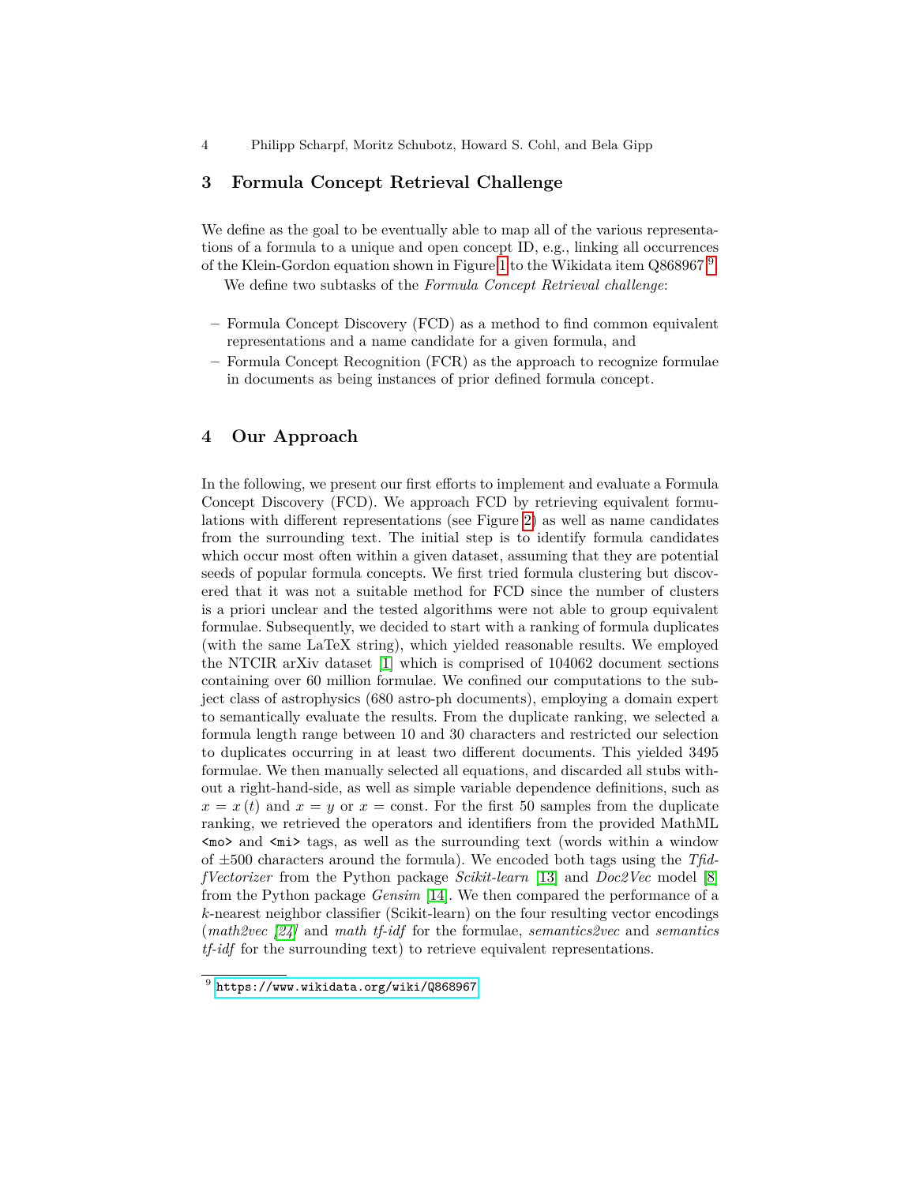## 3 Formula Concept Retrieval Challenge

We define as the goal to be eventually able to map all of the various representations of a formula to a unique and open concept ID, e.g., linking all occurrences of the Klein-Gordon equation shown in Figure 1 to the Wikidata item Q868967[9].

We define two subtasks of the *Formula Concept Retrieval challenge*:

– Formula Concept Discovery (FCD) as a method to find common equivalent representations and a name candidate for a given formula, and
– Formula Concept Recognition (FCR) as the approach to recognize formulae in documents as being instances of prior defined formula concept.

## 4 Our Approach

In the following, we present our first efforts to implement and evaluate a Formula Concept Discovery (FCD). We approach FCD by retrieving equivalent formulations with different representations (see Figure 2) as well as name candidates from the surrounding text. The initial step is to identify formula candidates which occur most often within a given dataset, assuming that they are potential seeds of popular formula concepts. We first tried formula clustering but discovered that it was not a suitable method for FCD since the number of clusters is a priori unclear and the tested algorithms were not able to group equivalent formulae. Subsequently, we decided to start with a ranking of formula duplicates (with the same LaTeX string), which yielded reasonable results. We employed the NTCIR arXiv dataset [1] which is comprised of 104062 document sections containing over 60 million formulae. We confined our computations to the subject class of astrophysics (680 astro-ph documents), employing a domain expert to semantically evaluate the results. From the duplicate ranking, we selected a formula length range between 10 and 30 characters and restricted our selection to duplicates occurring in at least two different documents. This yielded 3495 formulae. We then manually selected all equations, and discarded all stubs without a right-hand-side, as well as simple variable dependence definitions, such as $x = x(t)$ and $x = y$ or $x = \text{const}$. For the first 50 samples from the duplicate ranking, we retrieved the operators and identifiers from the provided MathML `<mo>` and `<mi>` tags, as well as the surrounding text (words within a window of $\pm 500$ characters around the formula). We encoded both tags using the *TfidfVectorizer* from the Python package *Scikit-learn* [13] and *Doc2Vec* model [8] from the Python package *Gensim* [14]. We then compared the performance of a $k$-nearest neighbor classifier (Scikit-learn) on the four resulting vector encodings (*math2vec [24]* and *math tf-idf* for the formulae, *semantics2vec* and *semantics tf-idf* for the surrounding text) to retrieve equivalent representations.

[9] https://www.wikidata.org/wiki/Q868967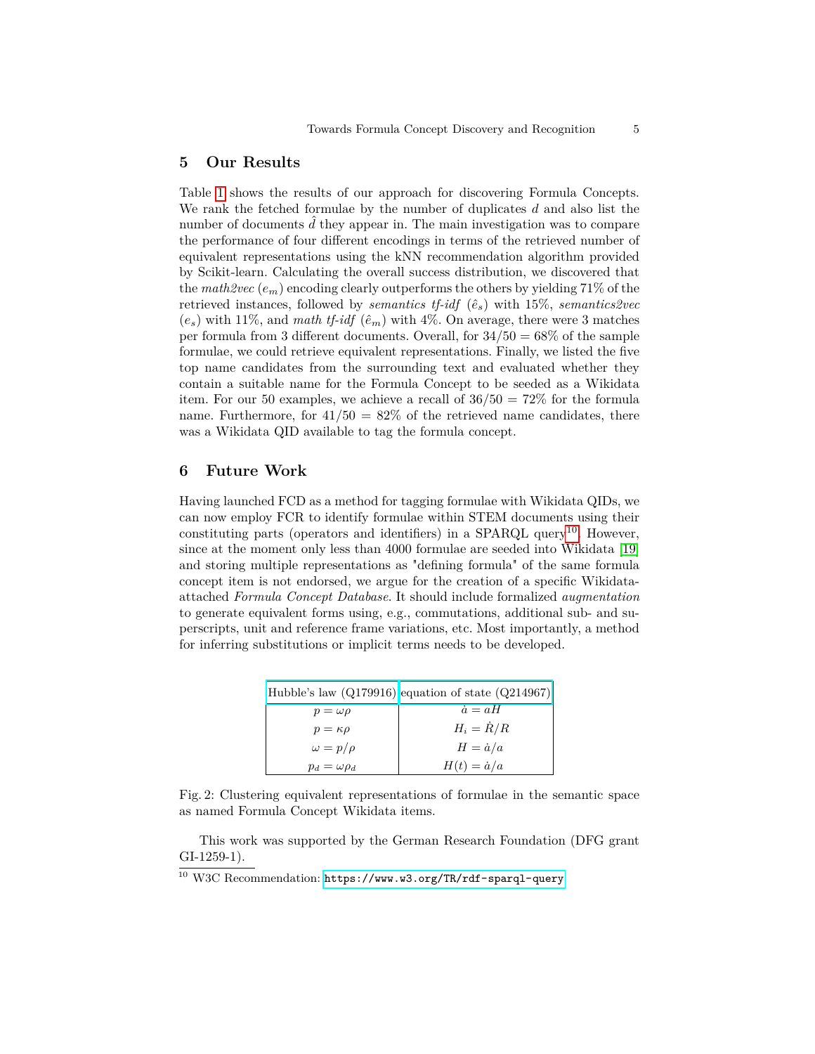## 5 Our Results

Table 1 shows the results of our approach for discovering Formula Concepts. We rank the fetched formulae by the number of duplicates $d$ and also list the number of documents $\hat{d}$ they appear in. The main investigation was to compare the performance of four different encodings in terms of the retrieved number of equivalent representations using the kNN recommendation algorithm provided by Scikit-learn. Calculating the overall success distribution, we discovered that the *math2vec* ($e_m$) encoding clearly outperforms the others by yielding 71% of the retrieved instances, followed by *semantics tf-idf* ($\hat{e}_s$) with 15%, *semantics2vec* ($e_s$) with 11%, and *math tf-idf* ($\hat{e}_m$) with 4%. On average, there were 3 matches per formula from 3 different documents. Overall, for $34/50 = 68\%$ of the sample formulae, we could retrieve equivalent representations. Finally, we listed the five top name candidates from the surrounding text and evaluated whether they contain a suitable name for the Formula Concept to be seeded as a Wikidata item. For our 50 examples, we achieve a recall of $36/50 = 72\%$ for the formula name. Furthermore, for $41/50 = 82\%$ of the retrieved name candidates, there was a Wikidata QID available to tag the formula concept.

## 6 Future Work

Having launched FCD as a method for tagging formulae with Wikidata QIDs, we can now employ FCR to identify formulae within STEM documents using their constituting parts (operators and identifiers) in a SPARQL query[10]. However, since at the moment only less than 4000 formulae are seeded into Wikidata [19] and storing multiple representations as "defining formula" of the same formula concept item is not endorsed, we argue for the creation of a specific Wikidata-attached *Formula Concept Database*. It should include formalized *augmentation* to generate equivalent forms using, e.g., commutations, additional sub- and superscripts, unit and reference frame variations, etc. Most importantly, a method for inferring substitutions or implicit terms needs to be developed.

| Hubble's law (Q179916) | equation of state (Q214967) |
|---|---|
| $p = \omega\rho$ | $\dot{a} = aH$ |
| $p = \kappa\rho$ | $H_i = \dot{R}/R$ |
| $\omega = p/\rho$ | $H = \dot{a}/a$ |
| $p_d = \omega\rho_d$ | $H(t) = \dot{a}/a$ |

Fig. 2: Clustering equivalent representations of formulae in the semantic space as named Formula Concept Wikidata items.

This work was supported by the German Research Foundation (DFG grant GI-1259-1).

[10] W3C Recommendation: https://www.w3.org/TR/rdf-sparql-query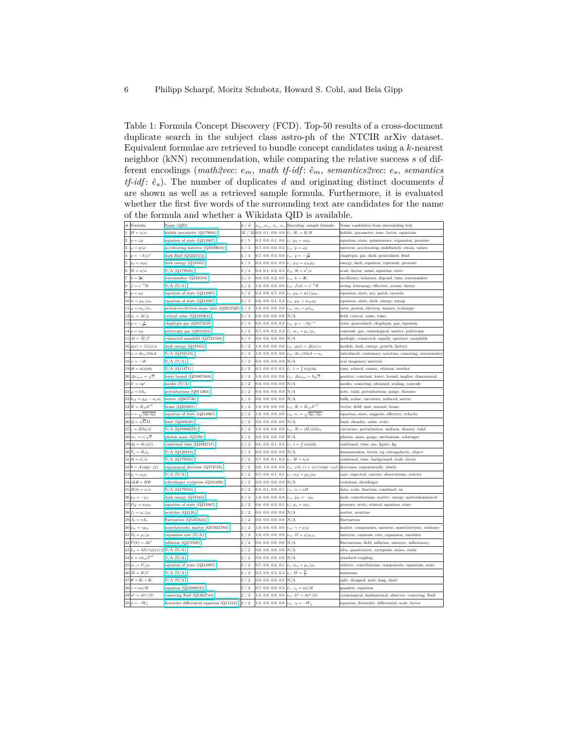Table 1: Formula Concept Discovery (FCD). Top-50 results of a cross-document duplicate search in the subject class astro-ph of the NTCIR arXiv dataset. Equivalent formulae are retrieved to bundle concept candidates using a $k$-nearest neighbor (kNN) recommendation, while comparing the relative success $s$ of different encodings (*math2vec*: $e_m$, *math tf-idf*: $\hat{e}_m$, *semantics2vec*: $e_s$, *semantics tf-idf*: $\hat{e}_s$). The number of duplicates $d$ and originating distinct documents $\hat{d}$ are shown as well as a retrieved sample formula. Furthermore, it is evaluated whether the first five words of the surrounding text are candidates for the name of the formula and whether a Wikidata QID is available.

| # | Formula | Name (QID) | $d$ / $\hat{d}$ | $s_{e_m}, s_{\hat{e}_m}, s_{e_s}, s_{\hat{e}_s}$ | Encoding: sample formula | Name candidates from surrounding text |
|---|---|---|---|---|---|---|
| 1 | $H = \dot{a}/a$ | hubble parameter (Q179916) | 32 / 32 | 0.0, 0.1, 0.0, 0.9 | $\hat{e}_s$: $H_i = \dot{R}/R$ | hubble, parameter, time, factor, equations |
| 2 | $p = \omega\rho$ | equation of state (Q214967) | 6 / 5 | 0.3, 0.0, 0.1, 0.6 | $\hat{e}_s$: $p_d = w\rho_d$ | equation, state, quintessence, expansion, pressure |
| 3 | $\omega = p/\rho$ | accelerating universe (Q1049613) | 4 / 3 | 0.7, 0.0, 0.0, 0.3 | $e_m$: $p = \omega\rho$ | universe, accelerating, indefinitely, strain, values |
| 4 | $p = -A/\rho^\alpha$ | dark fluid (Q5223514) | 4 / 4 | 0.7, 0.0, 0.3, 0.0 | $e_m$: $p = -\frac{A}{\rho^\alpha}$ | chaplygin, gas, dark, generalized, fluid |
| 5 | $p_d = w\rho_d$ | dark energy (Q18343) | 4 / 3 | 0.3, 0.0, 0.3, 0.3 | $\hat{e}_s$: $p_X = \omega_X\rho_X$ | energy, dark, equation, represent, pressure |
| 6 | $H = \dot{a}/a$ | N/A (Q179916) | 4 / 4 | 0.4, 0.1, 0.2, 0.3 | $\hat{e}_m$: $\mathcal{H} = a'/a$ | scale, factor, usual, equation, state |
| 7 | $k = \lvert\mathbf{k}\rvert$ | wavenumber (Q192510) | 3 / 3 | 0.8, 0.0, 0.2, 0.0 | $e_m$: $k = \lvert k\rvert$ | oscillatory, behavior, depend, time, wavenumber |
| 8 | $f = e^{-\phi}R$ | N/A (N/A) | 3 / 2 | 1.0, 0.0, 0.0, 0.0 | $e_m$: $f(\phi) = e^{-\phi}R$ | string, lowenergy, effective, action, theory |
| 9 | $p = \kappa\rho$ | equation of state (Q214967) | 3 / 2 | 0.3, 0.0, 0.7, 0.0 | $e_s$: $p_D = w(z)\rho_D$ | equation, state, ary, patch, exceeds |
| 10 | $w = p_X/\rho_X$ | equation of state (Q214967) | 3 / 3 | 0.6, 0.0, 0.1, 0.3 | $e_m$: $p_X = w_X\rho_X$ | equation, state, dark, energy, wmap |
| 11 | $\mu = m_p/m_e$ | proton-to-electron mass ratio (Q2912520) | 3 / 3 | 1.0, 0.0, 0.0, 0.0 | $e_m$: $m_i = \mu m_p$ | ratio, proton, electron, masses, technique |
| 12 | $\phi_c = M/g$ | critical value (Q2189464) | 3 / 3 | 0.0, 0.0, 0.0, 0.0 | N/A | field, critical, value, takes |
| 13 | $p = -\frac{A}{\rho^\alpha}$ | chaplygin gas (Q5073250) | 3 / 3 | 0.8, 0.0, 0.0, 0.2 | $e_m$: $p = -A\rho^{-\alpha}$ | state, generalized, chaplygin, gas, equation |
| 14 | $p = \alpha\rho$ | polytropic gas (Q831024) | 3 / 2 | 0.7, 0.0, 0.2, 0.2 | $\hat{e}_s$: $w_\alpha = p_\alpha/\rho_\alpha$ | constant, gas, cosmological, matter, polytropic |
| 15 | $M = \tilde{M}/\Gamma$ | connected manifold (Q2721559) | 3 / 3 | 0.0, 0.0, 0.0, 0.0 | N/A | multiply, connected, equally, quotient, manifolds |
| 16 | $g(a) = \triangle(a)/a$ | dark energy (Q18343) | 3 / 2 | 1.0, 0.0, 0.0, 0.0 | $e_m$: $g(a) = \Delta(a)/a$ | models, dark, energy, growth, history |
| 17 | $\alpha = dn_s/d\ln k$ | N/A (Q192510) | 3 / 3 | 1.0, 0.0, 0.0, 0.0 | $e_m$: $dn_s/d\ln k = \alpha_s$ | introduced, customary, notation, comoving, wavenumber |
| 18 | $\psi = -i\theta$ | N/A (N/A) | 3 / 2 | 0.0, 0.0, 0.0, 0.0 | N/A | real imaginary universe |
| 19 | $dt = a(\eta)d\eta$ | N/A (Q11471) | 2 / 2 | 0.5, 0.0, 0.3, 0.3 | $\hat{e}_s$: $t = \int a(\eta)d\eta$ | time, related, cosmic, relation, overdot |
| 20 | $\Delta x_{min} = \sqrt{\beta}$ | lower bound (Q21067468) | 2 / 2 | 1.0, 0.0, 0.0, 0.0 | $e_m$: $\Delta x_{min} = \hbar\sqrt{\beta}$ | positive, constant, lower, bound, implies, dimensional |
| 21 | $k^c = ap^c$ | modes (N/A) | 2 / 2 | 0.0, 0.0, 0.0, 0.0 | N/A | modes, comoving, obtained, scaling, coincide |
| 22 | $\varphi = \delta A_\mu$ | perturbations (Q911364) | 2 / 2 | 0.0, 0.0, 0.0, 0.0 | N/A | note, valid, perturbations, gauge, theories |
| 23 | $h_{ab} = g_{ab} - n_a n_b$ | metric (Q865746) | 2 / 2 | 0.0, 0.0, 0.0, 0.0 | N/A | bulk, scalar, curvature, induced, metric |
| 24 | $K = K_{ab}h^{ab}$ | brane (Q385601) | 2 / 2 | 1.0, 0.0, 0.0, 0.0 | $e_m$: $K = K_{\alpha\beta}h^{\alpha\beta}$ | vector, field, unit, normal, brane |
| 25 | $v = \sqrt{\lvert dp/d\rho\rvert}$ | equation of state (Q214967) | 2 / 2 | 1.0, 0.0, 0.0, 0.0 | $e_m$: $v_e = \sqrt{dp_e/d\rho_e}$ | equation, state, suggests, effective, velocity |
| 26 | $Q = \sqrt{G}M$ | limit (Q246639) | 2 / 2 | 0.0, 0.0, 0.0, 0.0 | N/A | limit, rhoades, value, write |
| 27 | $\zeta = H\delta\phi/\dot{\phi}$ | N/A (Q10886678) | 2 / 2 | 1.0, 0.0, 0.0, 0.0 | $e_m$: $\mathcal{R} = (H/\dot{\phi})\delta\phi_\psi$ | curvature, perturbation, uniform, density, valid |
| 28 | $m_\gamma = e/\sqrt{\varepsilon}$ | photon mass (Q3198) | 2 / 2 | 0.0, 0.0, 0.0, 0.0 | N/A | photon, mass, gauge, mechanism, schwinger |
| 29 | $d\eta = dt/a(t)$ | conformal time (Q2482717) | 2 / 2 | 0.6, 0.0, 0.1, 0.3 | $\hat{e}_s$: $t = \int a(\eta)d\eta$ | conformal, time, ase, figure, fig |
| 30 | $T_g = H_o t_g$ | N/A (Q126818) | 2 / 2 | 0.0, 0.0, 0.0, 0.0 | N/A | dimensionless, factor, eq, extragalactic, object |
| 31 | $\mathcal{H} = a'/a$ | N/A (Q179916) | 2 / 2 | 0.7, 0.0, 0.1, 0.2 | $\hat{e}_s$: $H = \dot{a}/a$ | conformal, time, background, scale, factor |
| 32 | $\theta = A\exp(-\zeta t)$ | exponential decrease (Q574576) | 2 / 2 | 0.0, 1.0, 0.0, 0.0 | $\hat{e}_m$: $\psi(t,r) = \psi(r)\exp(-i\omega t)$ | decreases, exponentially, slowly |
| 33 | $p_i = \omega_i\rho_i$ | N/A (N/A) | 2 / 2 | 0.7, 0.0, 0.1, 0.1 | $e_s$: $w_X = p_X/\rho_X$ | case, expected, current, observations, restrict |
| 34 | $i\partial_t\Phi = H\Phi$ | schrödinger evolution (Q165498) | 2 / 2 | 0.0, 0.0, 0.0, 0.0 | N/A | evolution, shrödinger |
| 35 | $H(t) = \dot{a}/a$ | N/A (Q179916) | 2 / 2 | 0.8, 0.1, 0.0, 0.1 | $e_m$: $\dot{a} = aH$ | data, scale, function, combined, sn |
| 36 | $p_\Lambda = -\rho_\Lambda$ | dark energy (Q18343) | 2 / 2 | 1.0, 0.0, 0.0, 0.0 | $e_m$: $p_D = -\rho_D$ | dark, contributions, matter, energy, matterdominated |
| 37 | $P_M = w\rho_M$ | equation of state (Q214967) | 2 / 2 | 0.6, 0.0, 0.3, 0.1 | $e_s$: $p_x = w\rho_x$ | pressure, write, related, equation, state |
| 38 | $f_\nu = \rho_\nu/\rho_d$ | neutrino (Q2126) | 2 / 2 | 0.0, 0.0, 0.0, 0.0 | N/A | matter, neutrino |
| 39 | $A_i = rA_s$ | fluctuation (Q5462624) | 2 / 2 | 0.0, 0.0, 0.0, 0.0 | N/A | fluctuation |
| 40 | $p_m = \gamma\rho_m$ | nonrelativistic matter (Q55921784) | 2 / 2 | 1.0, 0.0, 0.0, 0.0 | $e_m$: $\gamma = p/\rho$ | matter, components, universe, nonrelativistic, ordinary |
| 41 | $\Omega_i = \rho_i/\rho_c$ | expansion rate (N/A) | 2 / 2 | 1.0, 0.0, 0.0, 0.0 | $e_m$: $\Omega = \rho/\rho_{crit}$ | universe, constant, rate, expansion, variables |
| 42 | $P(k) = Ak^n$ | inflation (Q273508) | 2 / 2 | 0.0, 0.0, 0.0, 0.0 | N/A | fluctuations, field, inflation, universe, inflationary |
| 43 | $L_I = M(\tau)\phi[x(\tau)]$ | N/A (N/A) | 2 / 2 | 0.0, 0.0, 0.0, 0.0 | N/A | idea, quantitative, viewpoint, arises, study |
| 44 | $L = \kappa h_{ab}T^{ab}$ | N/A (N/A) | 2 / 2 | 0.0, 0.0, 0.0, 0.0 | N/A | standard coupling |
| 45 | $w_i = P_i/\rho_i$ | equation of state (Q214967) | 2 / 2 | 0.7, 0.0, 0.2, 0.1 | $\hat{e}_s$: $w_\alpha = p_\alpha/\rho_\alpha$ | relative, contributions, components, equations, state |
| 46 | $\dot{M} = B/C$ | N/A (N/A) | 2 / 2 | 0.3, 0.0, 0.3, 0.3 | $e_s$: $\dot{M} = \frac{B}{C}$ | minimum |
| 47 | $\Psi = \Psi_\ell + \Psi_s$ | N/A (N/A) | 2 / 2 | 0.0, 0.0, 0.0, 0.0 | N/A | split, dropped, note, long, short |
| 48 | $z = a\dot{\phi}/H$ | equation (Q21086835) | 2 / 2 | 0.7, 0.0, 0.0, 0.3 | $\hat{e}_s$: $z_q = a\dot{\phi}/H$ | quantity, equation |
| 49 | $u^\mu = dx^\mu/d\tau$ | comoving fluid (Q5462744) | 2 / 2 | 1.0, 0.0, 0.0, 0.0 | $e_m$: $k^\alpha = dx^\alpha/dv$ | cosmological, fundamental, observer, comoving, fluid |
| 50 | $\dot{\phi} = -W_\phi$ | firstorder differential equation (Q11214) | 2 / 2 | 1.0, 0.0, 0.0, 0.0 | $e_m$: $\dot{\chi} = -W_\chi$ | equation, firstorder, differential, scale, factor |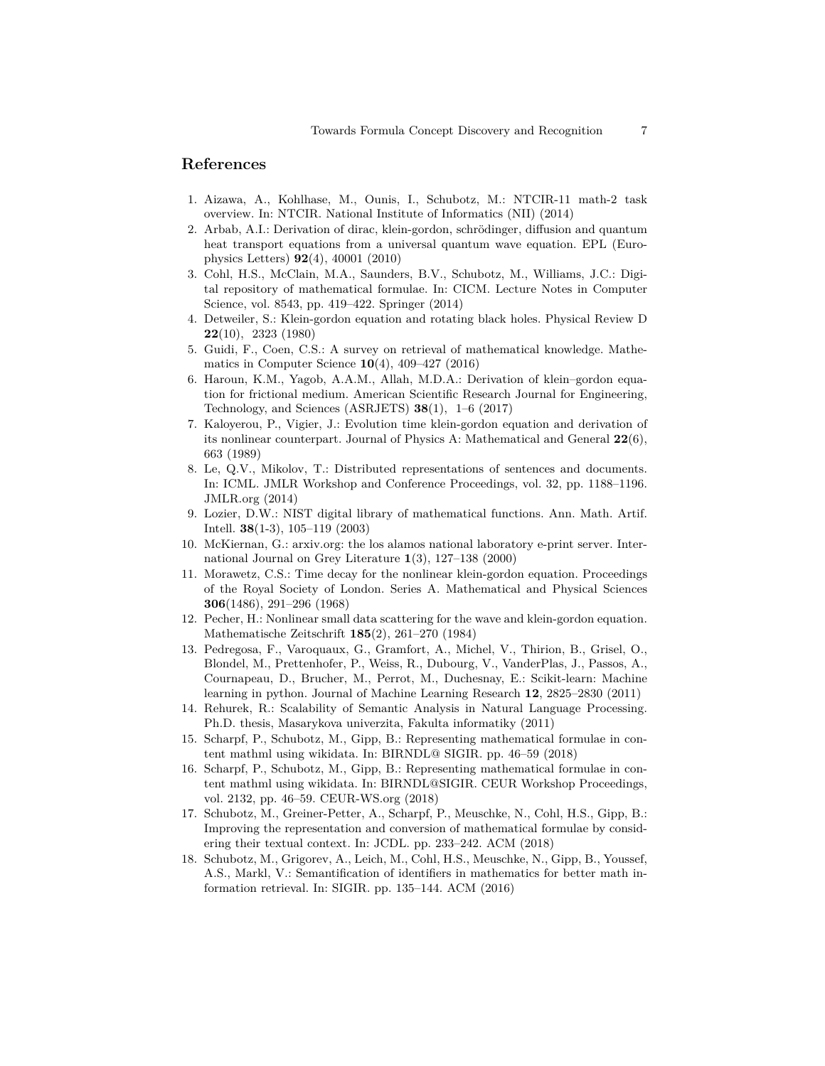## References

1. Aizawa, A., Kohlhase, M., Ounis, I., Schubotz, M.: NTCIR-11 math-2 task overview. In: NTCIR. National Institute of Informatics (NII) (2014)
2. Arbab, A.I.: Derivation of dirac, klein-gordon, schrödinger, diffusion and quantum heat transport equations from a universal quantum wave equation. EPL (Europhysics Letters) **92**(4), 40001 (2010)
3. Cohl, H.S., McClain, M.A., Saunders, B.V., Schubotz, M., Williams, J.C.: Digital repository of mathematical formulae. In: CICM. Lecture Notes in Computer Science, vol. 8543, pp. 419–422. Springer (2014)
4. Detweiler, S.: Klein-gordon equation and rotating black holes. Physical Review D **22**(10), 2323 (1980)
5. Guidi, F., Coen, C.S.: A survey on retrieval of mathematical knowledge. Mathematics in Computer Science **10**(4), 409–427 (2016)
6. Haroun, K.M., Yagob, A.A.M., Allah, M.D.A.: Derivation of klein–gordon equation for frictional medium. American Scientific Research Journal for Engineering, Technology, and Sciences (ASRJETS) **38**(1), 1–6 (2017)
7. Kaloyerou, P., Vigier, J.: Evolution time klein-gordon equation and derivation of its nonlinear counterpart. Journal of Physics A: Mathematical and General **22**(6), 663 (1989)
8. Le, Q.V., Mikolov, T.: Distributed representations of sentences and documents. In: ICML. JMLR Workshop and Conference Proceedings, vol. 32, pp. 1188–1196. JMLR.org (2014)
9. Lozier, D.W.: NIST digital library of mathematical functions. Ann. Math. Artif. Intell. **38**(1-3), 105–119 (2003)
10. McKiernan, G.: arxiv.org: the los alamos national laboratory e-print server. International Journal on Grey Literature **1**(3), 127–138 (2000)
11. Morawetz, C.S.: Time decay for the nonlinear klein-gordon equation. Proceedings of the Royal Society of London. Series A. Mathematical and Physical Sciences **306**(1486), 291–296 (1968)
12. Pecher, H.: Nonlinear small data scattering for the wave and klein-gordon equation. Mathematische Zeitschrift **185**(2), 261–270 (1984)
13. Pedregosa, F., Varoquaux, G., Gramfort, A., Michel, V., Thirion, B., Grisel, O., Blondel, M., Prettenhofer, P., Weiss, R., Dubourg, V., VanderPlas, J., Passos, A., Cournapeau, D., Brucher, M., Perrot, M., Duchesnay, E.: Scikit-learn: Machine learning in python. Journal of Machine Learning Research **12**, 2825–2830 (2011)
14. Rehurek, R.: Scalability of Semantic Analysis in Natural Language Processing. Ph.D. thesis, Masarykova univerzita, Fakulta informatiky (2011)
15. Scharpf, P., Schubotz, M., Gipp, B.: Representing mathematical formulae in content mathml using wikidata. In: BIRNDL@ SIGIR. pp. 46–59 (2018)
16. Scharpf, P., Schubotz, M., Gipp, B.: Representing mathematical formulae in content mathml using wikidata. In: BIRNDL@SIGIR. CEUR Workshop Proceedings, vol. 2132, pp. 46–59. CEUR-WS.org (2018)
17. Schubotz, M., Greiner-Petter, A., Scharpf, P., Meuschke, N., Cohl, H.S., Gipp, B.: Improving the representation and conversion of mathematical formulae by considering their textual context. In: JCDL. pp. 233–242. ACM (2018)
18. Schubotz, M., Grigorev, A., Leich, M., Cohl, H.S., Meuschke, N., Gipp, B., Youssef, A.S., Markl, V.: Semantification of identifiers in mathematics for better math information retrieval. In: SIGIR. pp. 135–144. ACM (2016)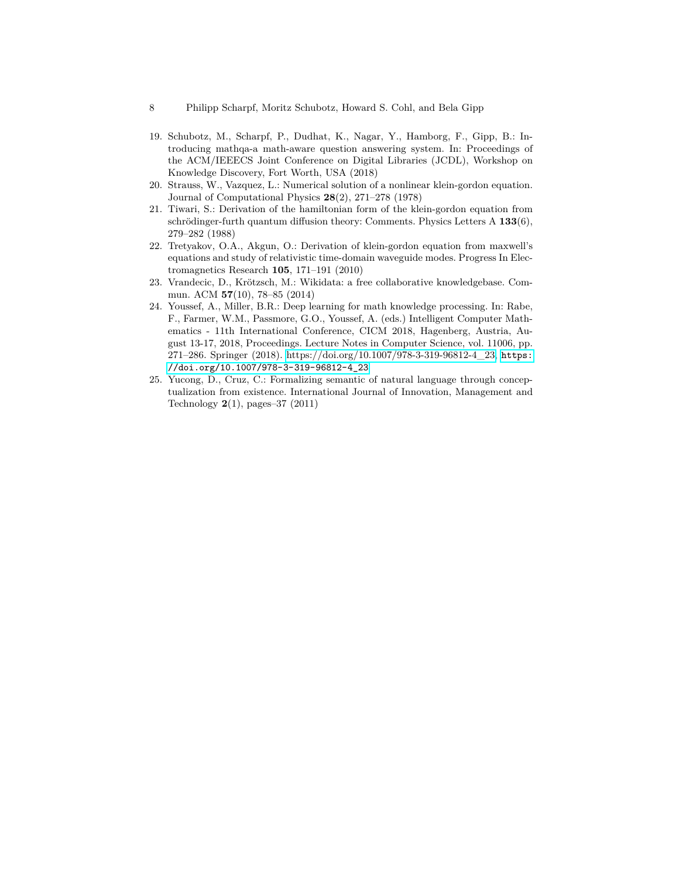19. Schubotz, M., Scharpf, P., Dudhat, K., Nagar, Y., Hamborg, F., Gipp, B.: Introducing mathqa-a math-aware question answering system. In: Proceedings of the ACM/IEEECS Joint Conference on Digital Libraries (JCDL), Workshop on Knowledge Discovery, Fort Worth, USA (2018)
20. Strauss, W., Vazquez, L.: Numerical solution of a nonlinear klein-gordon equation. Journal of Computational Physics **28**(2), 271–278 (1978)
21. Tiwari, S.: Derivation of the hamiltonian form of the klein-gordon equation from schrödinger-furth quantum diffusion theory: Comments. Physics Letters A **133**(6), 279–282 (1988)
22. Tretyakov, O.A., Akgun, O.: Derivation of klein-gordon equation from maxwell's equations and study of relativistic time-domain waveguide modes. Progress In Electromagnetics Research **105**, 171–191 (2010)
23. Vrandecic, D., Krötzsch, M.: Wikidata: a free collaborative knowledgebase. Commun. ACM **57**(10), 78–85 (2014)
24. Youssef, A., Miller, B.R.: Deep learning for math knowledge processing. In: Rabe, F., Farmer, W.M., Passmore, G.O., Youssef, A. (eds.) Intelligent Computer Mathematics - 11th International Conference, CICM 2018, Hagenberg, Austria, August 13-17, 2018, Proceedings. Lecture Notes in Computer Science, vol. 11006, pp. 271–286. Springer (2018). https://doi.org/10.1007/978-3-319-96812-4_23, https://doi.org/10.1007/978-3-319-96812-4_23
25. Yucong, D., Cruz, C.: Formalizing semantic of natural language through conceptualization from existence. International Journal of Innovation, Management and Technology **2**(1), pages–37 (2011)